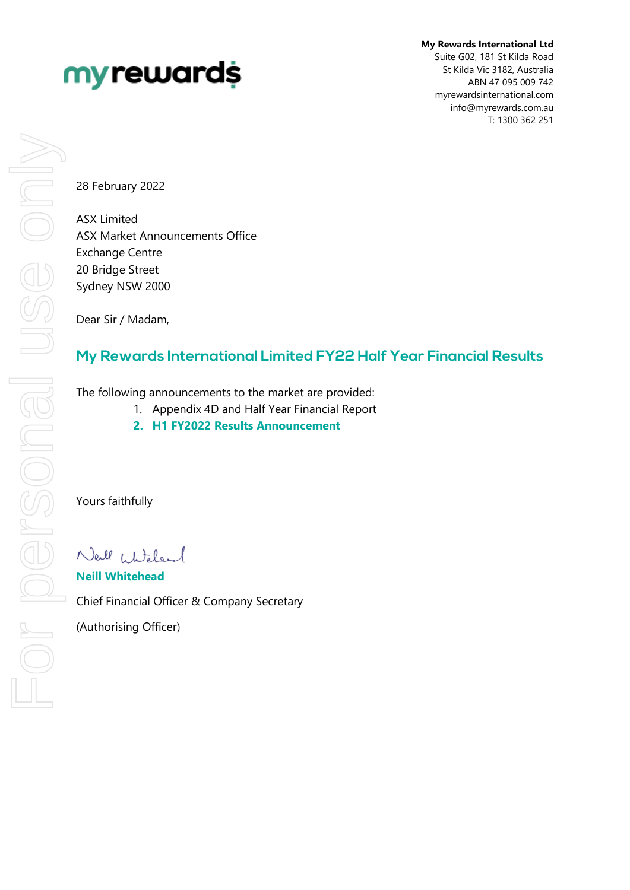**My Rewards International Ltd**
Suite G02, 181 St Kilda Road
St Kilda Vic 3182, Australia
ABN 47 095 009 742
myrewardsinternational.com
info@myrewards.com.au
T: 1300 362 251

28 February 2022

ASX Limited
ASX Market Announcements Office
Exchange Centre
20 Bridge Street
Sydney NSW 2000

Dear Sir / Madam,

## My Rewards International Limited FY22 Half Year Financial Results

The following announcements to the market are provided:

1. Appendix 4D and Half Year Financial Report
2. **H1 FY2022 Results Announcement**

Yours faithfully

**Neill Whitehead**

Chief Financial Officer & Company Secretary

(Authorising Officer)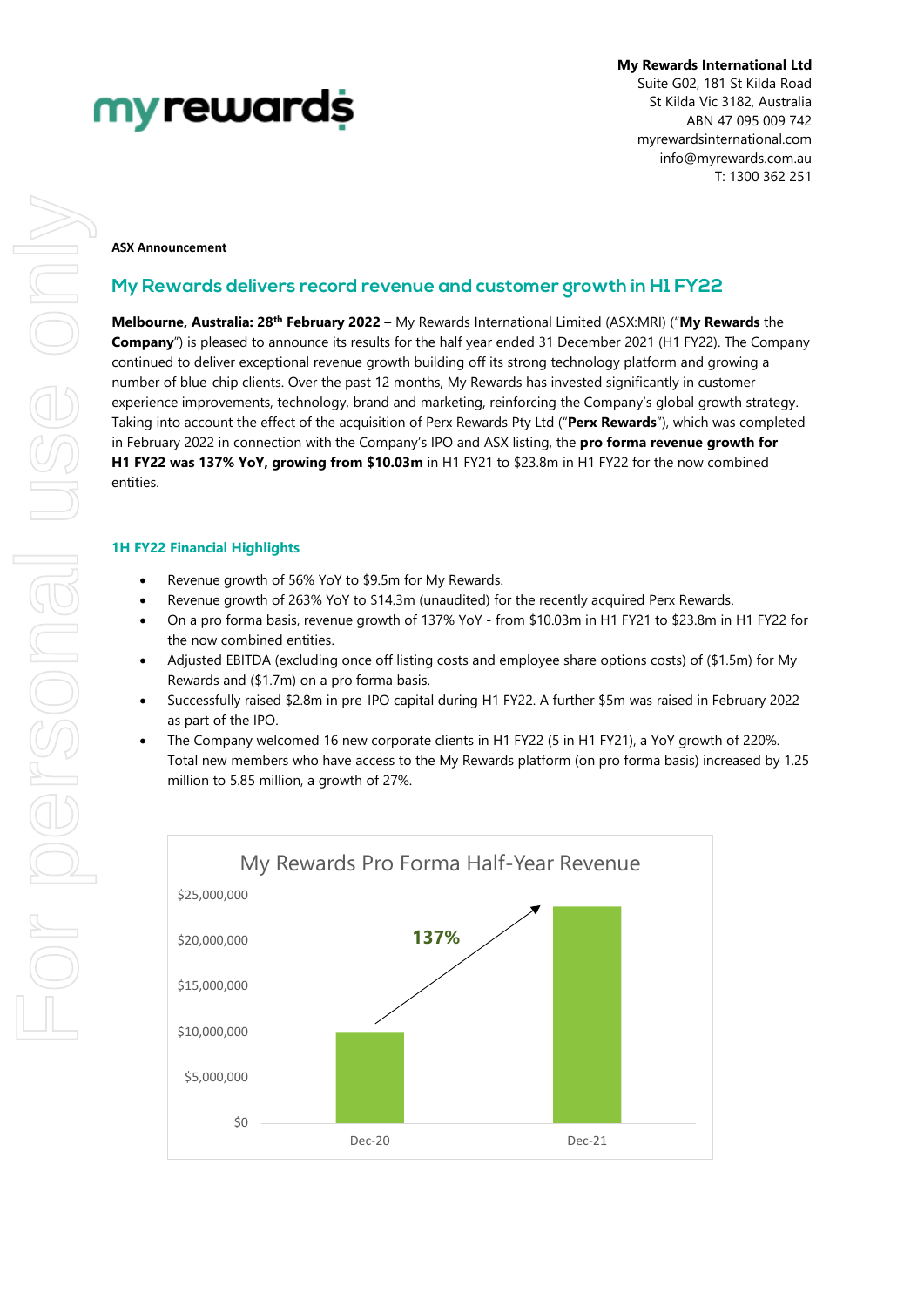**My Rewards International Ltd**
Suite G02, 181 St Kilda Road
St Kilda Vic 3182, Australia
ABN 47 095 009 742
myrewardsinternational.com
info@myrewards.com.au
T: 1300 362 251

**ASX Announcement**

## My Rewards delivers record revenue and customer growth in H1 FY22

**Melbourne, Australia: 28th February 2022** – My Rewards International Limited (ASX:MRI) ("**My Rewards** the **Company**") is pleased to announce its results for the half year ended 31 December 2021 (H1 FY22). The Company continued to deliver exceptional revenue growth building off its strong technology platform and growing a number of blue-chip clients. Over the past 12 months, My Rewards has invested significantly in customer experience improvements, technology, brand and marketing, reinforcing the Company's global growth strategy. Taking into account the effect of the acquisition of Perx Rewards Pty Ltd ("**Perx Rewards**"), which was completed in February 2022 in connection with the Company's IPO and ASX listing, the **pro forma revenue growth for H1 FY22 was 137% YoY, growing from $10.03m** in H1 FY21 to $23.8m in H1 FY22 for the now combined entities.

### 1H FY22 Financial Highlights

- Revenue growth of 56% YoY to $9.5m for My Rewards.
- Revenue growth of 263% YoY to $14.3m (unaudited) for the recently acquired Perx Rewards.
- On a pro forma basis, revenue growth of 137% YoY - from $10.03m in H1 FY21 to $23.8m in H1 FY22 for the now combined entities.
- Adjusted EBITDA (excluding once off listing costs and employee share options costs) of ($1.5m) for My Rewards and ($1.7m) on a pro forma basis.
- Successfully raised $2.8m in pre-IPO capital during H1 FY22. A further $5m was raised in February 2022 as part of the IPO.
- The Company welcomed 16 new corporate clients in H1 FY22 (5 in H1 FY21), a YoY growth of 220%. Total new members who have access to the My Rewards platform (on pro forma basis) increased by 1.25 million to 5.85 million, a growth of 27%.

**My Rewards Pro Forma Half-Year Revenue**

| Period | Revenue |
| --- | --- |
| Dec-20 | ~$10,000,000 |
| Dec-21 | ~$23,800,000 |

137%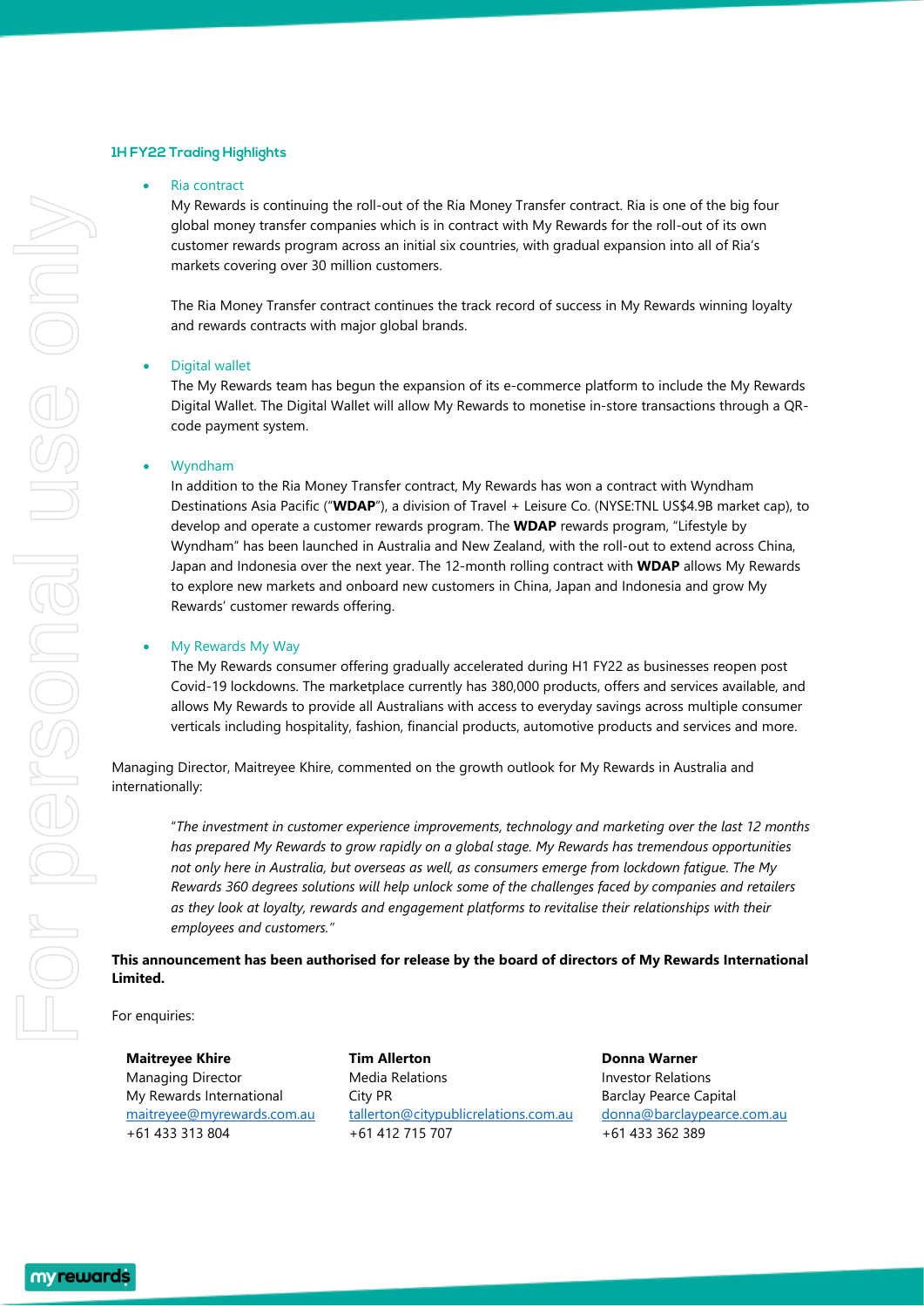### 1H FY22 Trading Highlights

- Ria contract

  My Rewards is continuing the roll-out of the Ria Money Transfer contract. Ria is one of the big four global money transfer companies which is in contract with My Rewards for the roll-out of its own customer rewards program across an initial six countries, with gradual expansion into all of Ria's markets covering over 30 million customers.

  The Ria Money Transfer contract continues the track record of success in My Rewards winning loyalty and rewards contracts with major global brands.

- Digital wallet

  The My Rewards team has begun the expansion of its e-commerce platform to include the My Rewards Digital Wallet. The Digital Wallet will allow My Rewards to monetise in-store transactions through a QR-code payment system.

- Wyndham

  In addition to the Ria Money Transfer contract, My Rewards has won a contract with Wyndham Destinations Asia Pacific ("**WDAP**"), a division of Travel + Leisure Co. (NYSE:TNL US$4.9B market cap), to develop and operate a customer rewards program. The **WDAP** rewards program, "Lifestyle by Wyndham" has been launched in Australia and New Zealand, with the roll-out to extend across China, Japan and Indonesia over the next year. The 12-month rolling contract with **WDAP** allows My Rewards to explore new markets and onboard new customers in China, Japan and Indonesia and grow My Rewards' customer rewards offering.

- My Rewards My Way

  The My Rewards consumer offering gradually accelerated during H1 FY22 as businesses reopen post Covid-19 lockdowns. The marketplace currently has 380,000 products, offers and services available, and allows My Rewards to provide all Australians with access to everyday savings across multiple consumer verticals including hospitality, fashion, financial products, automotive products and services and more.

Managing Director, Maitreyee Khire, commented on the growth outlook for My Rewards in Australia and internationally:

> "*The investment in customer experience improvements, technology and marketing over the last 12 months has prepared My Rewards to grow rapidly on a global stage. My Rewards has tremendous opportunities not only here in Australia, but overseas as well, as consumers emerge from lockdown fatigue. The My Rewards 360 degrees solutions will help unlock some of the challenges faced by companies and retailers as they look at loyalty, rewards and engagement platforms to revitalise their relationships with their employees and customers.*"

**This announcement has been authorised for release by the board of directors of My Rewards International Limited.**

For enquiries:

**Maitreyee Khire**
Managing Director
My Rewards International
maitreyee@myrewards.com.au
+61 433 313 804

**Tim Allerton**
Media Relations
City PR
tallerton@citypublicrelations.com.au
+61 412 715 707

**Donna Warner**
Investor Relations
Barclay Pearce Capital
donna@barclaypearce.com.au
+61 433 362 389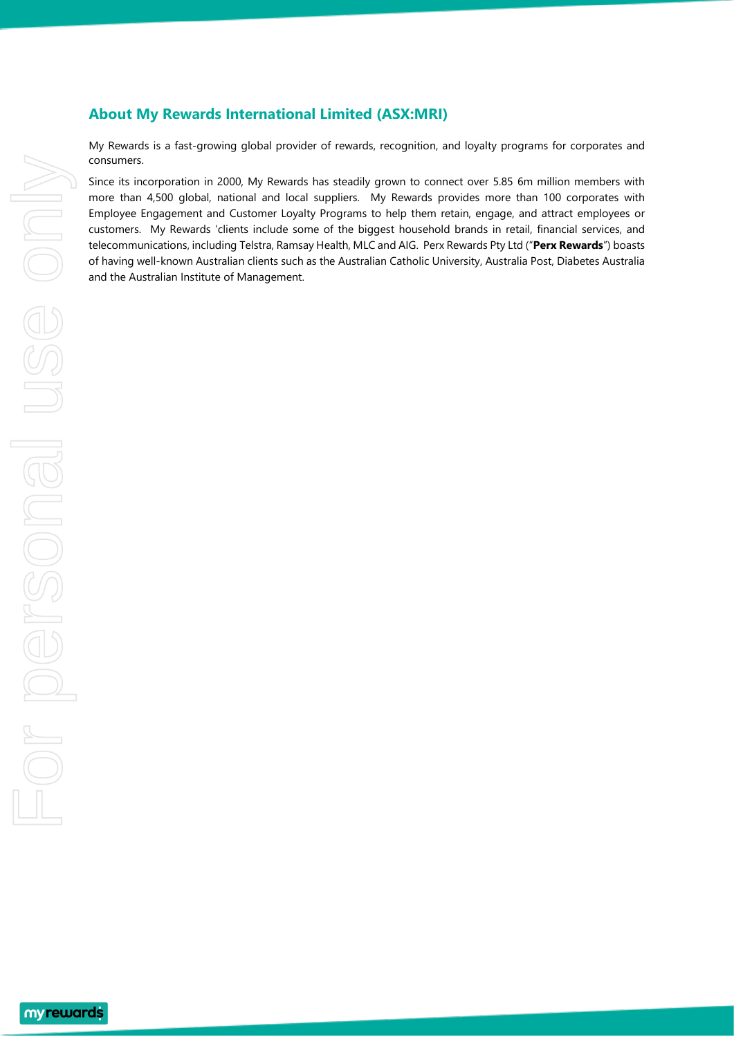## About My Rewards International Limited (ASX:MRI)

My Rewards is a fast-growing global provider of rewards, recognition, and loyalty programs for corporates and consumers.

Since its incorporation in 2000, My Rewards has steadily grown to connect over 5.85 6m million members with more than 4,500 global, national and local suppliers. My Rewards provides more than 100 corporates with Employee Engagement and Customer Loyalty Programs to help them retain, engage, and attract employees or customers. My Rewards 'clients include some of the biggest household brands in retail, financial services, and telecommunications, including Telstra, Ramsay Health, MLC and AIG. Perx Rewards Pty Ltd ("**Perx Rewards**") boasts of having well-known Australian clients such as the Australian Catholic University, Australia Post, Diabetes Australia and the Australian Institute of Management.